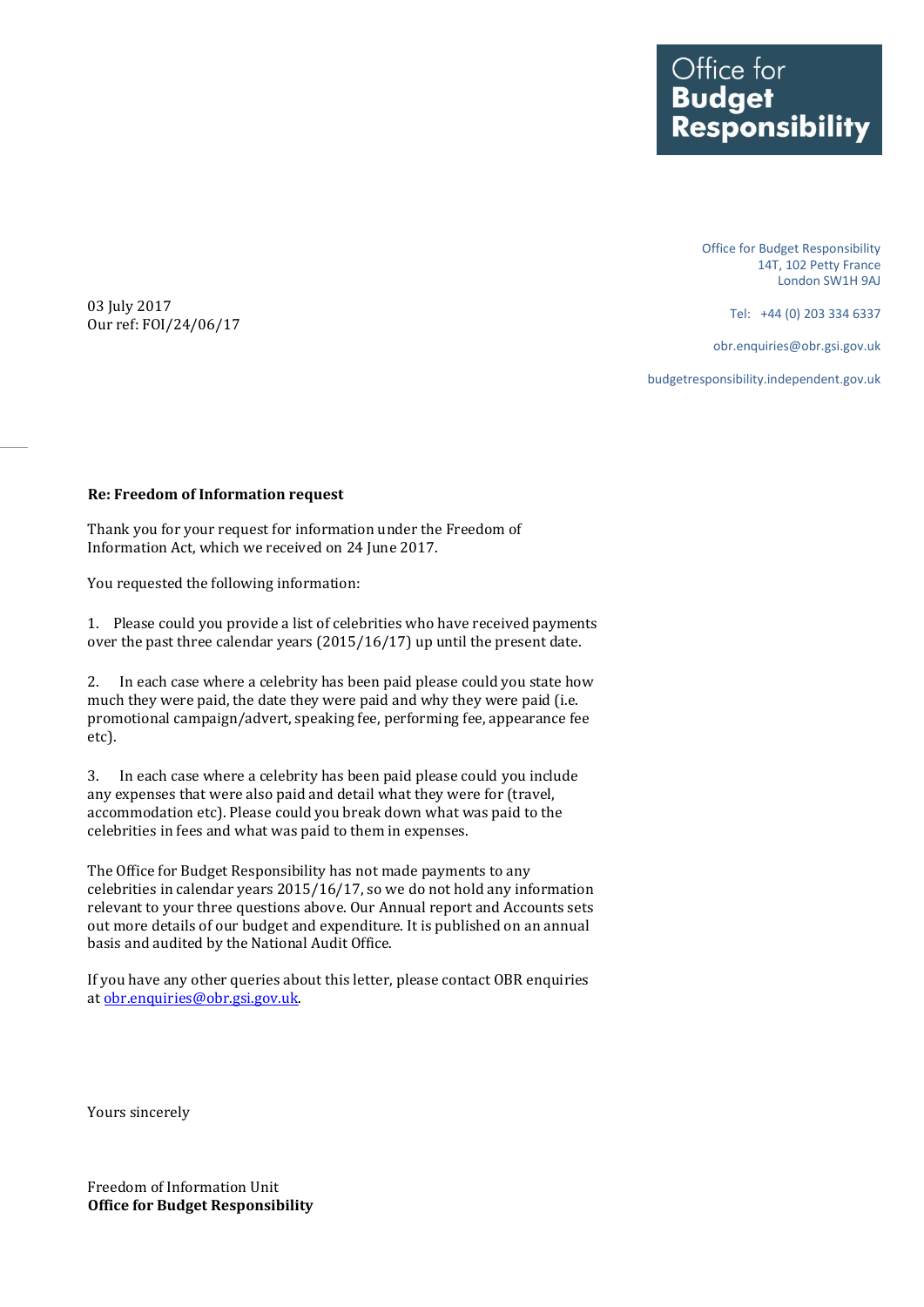**Office for Budget Responsibility**

Office for Budget Responsibility
14T, 102 Petty France
London SW1H 9AJ

Tel: +44 (0) 203 334 6337

obr.enquiries@obr.gsi.gov.uk

budgetresponsibility.independent.gov.uk

03 July 2017
Our ref: FOI/24/06/17

**Re: Freedom of Information request**

Thank you for your request for information under the Freedom of Information Act, which we received on 24 June 2017.

You requested the following information:

1. Please could you provide a list of celebrities who have received payments over the past three calendar years (2015/16/17) up until the present date.

2. In each case where a celebrity has been paid please could you state how much they were paid, the date they were paid and why they were paid (i.e. promotional campaign/advert, speaking fee, performing fee, appearance fee etc).

3. In each case where a celebrity has been paid please could you include any expenses that were also paid and detail what they were for (travel, accommodation etc). Please could you break down what was paid to the celebrities in fees and what was paid to them in expenses.

The Office for Budget Responsibility has not made payments to any celebrities in calendar years 2015/16/17, so we do not hold any information relevant to your three questions above. Our Annual report and Accounts sets out more details of our budget and expenditure. It is published on an annual basis and audited by the National Audit Office.

If you have any other queries about this letter, please contact OBR enquiries at obr.enquiries@obr.gsi.gov.uk.

Yours sincerely

Freedom of Information Unit
**Office for Budget Responsibility**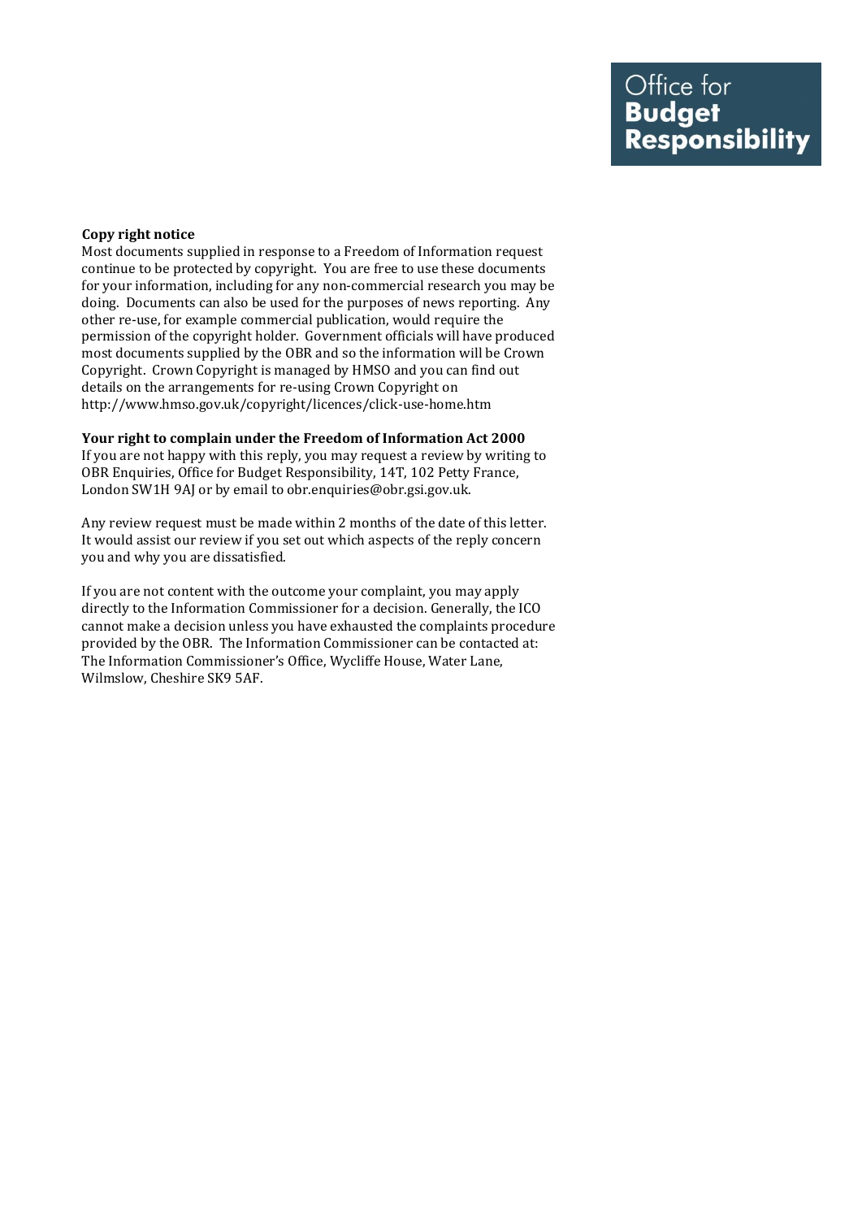**Copy right notice**
Most documents supplied in response to a Freedom of Information request continue to be protected by copyright. You are free to use these documents for your information, including for any non-commercial research you may be doing. Documents can also be used for the purposes of news reporting. Any other re-use, for example commercial publication, would require the permission of the copyright holder. Government officials will have produced most documents supplied by the OBR and so the information will be Crown Copyright. Crown Copyright is managed by HMSO and you can find out details on the arrangements for re-using Crown Copyright on http://www.hmso.gov.uk/copyright/licences/click-use-home.htm

**Your right to complain under the Freedom of Information Act 2000**
If you are not happy with this reply, you may request a review by writing to OBR Enquiries, Office for Budget Responsibility, 14T, 102 Petty France, London SW1H 9AJ or by email to obr.enquiries@obr.gsi.gov.uk.

Any review request must be made within 2 months of the date of this letter. It would assist our review if you set out which aspects of the reply concern you and why you are dissatisfied.

If you are not content with the outcome your complaint, you may apply directly to the Information Commissioner for a decision. Generally, the ICO cannot make a decision unless you have exhausted the complaints procedure provided by the OBR. The Information Commissioner can be contacted at: The Information Commissioner's Office, Wycliffe House, Water Lane, Wilmslow, Cheshire SK9 5AF.